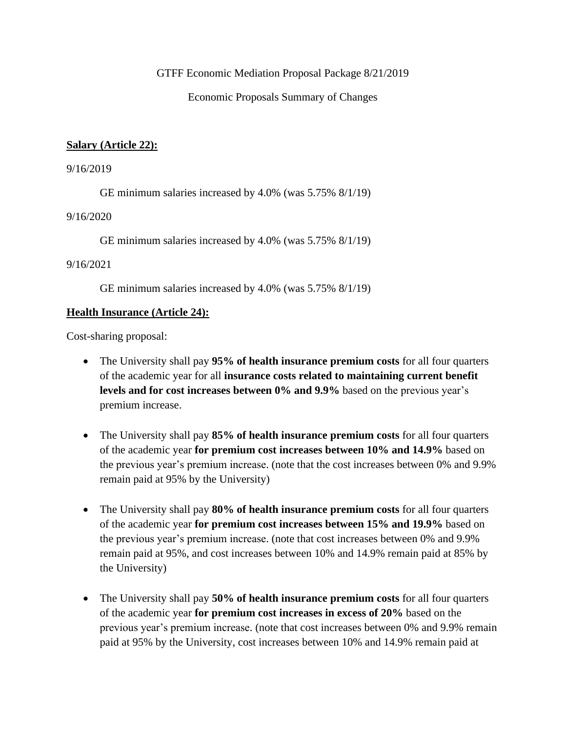GTFF Economic Mediation Proposal Package 8/21/2019

Economic Proposals Summary of Changes

**Salary (Article 22):**

9/16/2019

GE minimum salaries increased by 4.0% (was 5.75% 8/1/19)

9/16/2020

GE minimum salaries increased by 4.0% (was 5.75% 8/1/19)

9/16/2021

GE minimum salaries increased by 4.0% (was 5.75% 8/1/19)

**Health Insurance (Article 24):**

Cost-sharing proposal:

- The University shall pay **95% of health insurance premium costs** for all four quarters of the academic year for all **insurance costs related to maintaining current benefit levels and for cost increases between 0% and 9.9%** based on the previous year's premium increase.

- The University shall pay **85% of health insurance premium costs** for all four quarters of the academic year **for premium cost increases between 10% and 14.9%** based on the previous year's premium increase. (note that the cost increases between 0% and 9.9% remain paid at 95% by the University)

- The University shall pay **80% of health insurance premium costs** for all four quarters of the academic year **for premium cost increases between 15% and 19.9%** based on the previous year's premium increase. (note that cost increases between 0% and 9.9% remain paid at 95%, and cost increases between 10% and 14.9% remain paid at 85% by the University)

- The University shall pay **50% of health insurance premium costs** for all four quarters of the academic year **for premium cost increases in excess of 20%** based on the previous year's premium increase. (note that cost increases between 0% and 9.9% remain paid at 95% by the University, cost increases between 10% and 14.9% remain paid at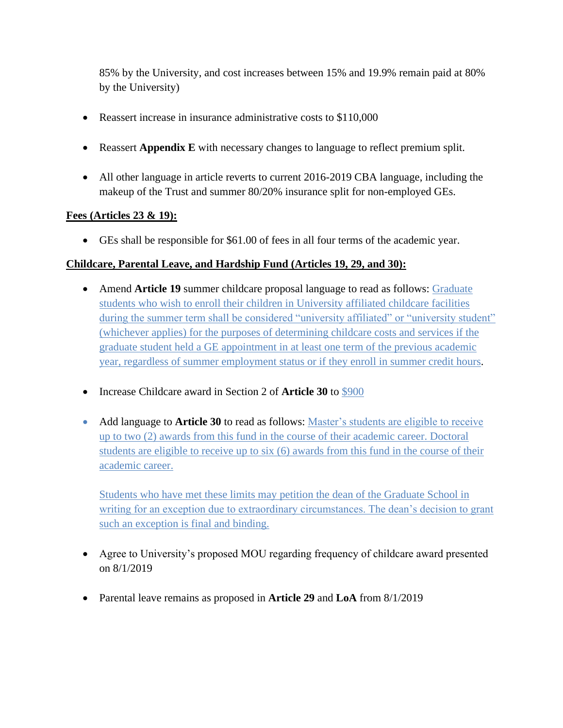85% by the University, and cost increases between 15% and 19.9% remain paid at 80% by the University)

- Reassert increase in insurance administrative costs to $110,000
- Reassert **Appendix E** with necessary changes to language to reflect premium split.
- All other language in article reverts to current 2016-2019 CBA language, including the makeup of the Trust and summer 80/20% insurance split for non-employed GEs.

**Fees (Articles 23 & 19):**

- GEs shall be responsible for $61.00 of fees in all four terms of the academic year.

**Childcare, Parental Leave, and Hardship Fund (Articles 19, 29, and 30):**

- Amend **Article 19** summer childcare proposal language to read as follows: Graduate students who wish to enroll their children in University affiliated childcare facilities during the summer term shall be considered "university affiliated" or "university student" (whichever applies) for the purposes of determining childcare costs and services if the graduate student held a GE appointment in at least one term of the previous academic year, regardless of summer employment status or if they enroll in summer credit hours.
- Increase Childcare award in Section 2 of **Article 30** to $900
- Add language to **Article 30** to read as follows: Master's students are eligible to receive up to two (2) awards from this fund in the course of their academic career. Doctoral students are eligible to receive up to six (6) awards from this fund in the course of their academic career.

  Students who have met these limits may petition the dean of the Graduate School in writing for an exception due to extraordinary circumstances. The dean's decision to grant such an exception is final and binding.

- Agree to University's proposed MOU regarding frequency of childcare award presented on 8/1/2019
- Parental leave remains as proposed in **Article 29** and **LoA** from 8/1/2019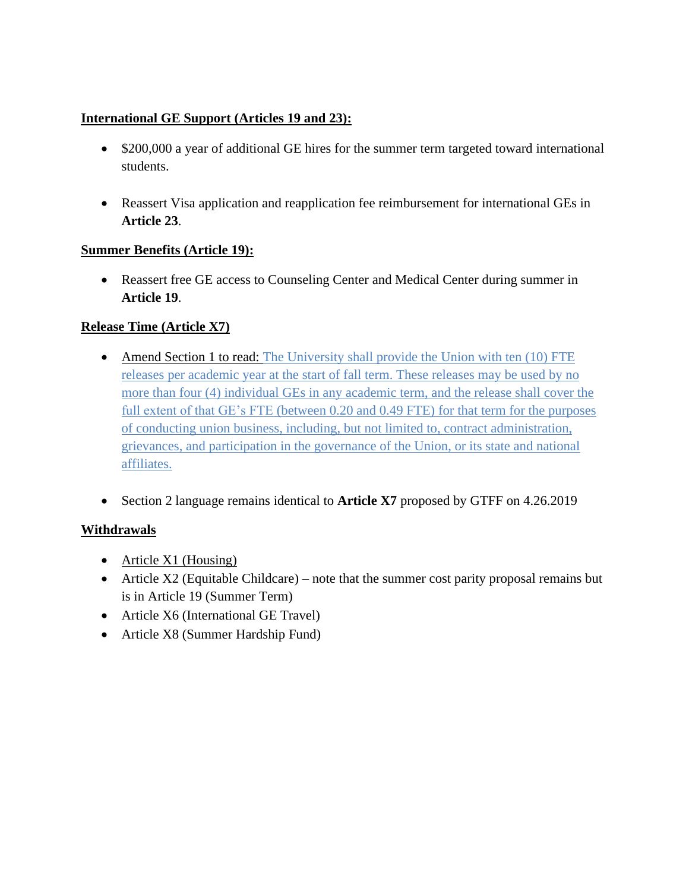**International GE Support (Articles 19 and 23):**

- $200,000 a year of additional GE hires for the summer term targeted toward international students.

- Reassert Visa application and reapplication fee reimbursement for international GEs in **Article 23**.

**Summer Benefits (Article 19):**

- Reassert free GE access to Counseling Center and Medical Center during summer in **Article 19**.

**Release Time (Article X7)**

- Amend Section 1 to read: The University shall provide the Union with ten (10) FTE releases per academic year at the start of fall term. These releases may be used by no more than four (4) individual GEs in any academic term, and the release shall cover the full extent of that GE's FTE (between 0.20 and 0.49 FTE) for that term for the purposes of conducting union business, including, but not limited to, contract administration, grievances, and participation in the governance of the Union, or its state and national affiliates.

- Section 2 language remains identical to **Article X7** proposed by GTFF on 4.26.2019

**Withdrawals**

- Article X1 (Housing)
- Article X2 (Equitable Childcare) – note that the summer cost parity proposal remains but is in Article 19 (Summer Term)
- Article X6 (International GE Travel)
- Article X8 (Summer Hardship Fund)